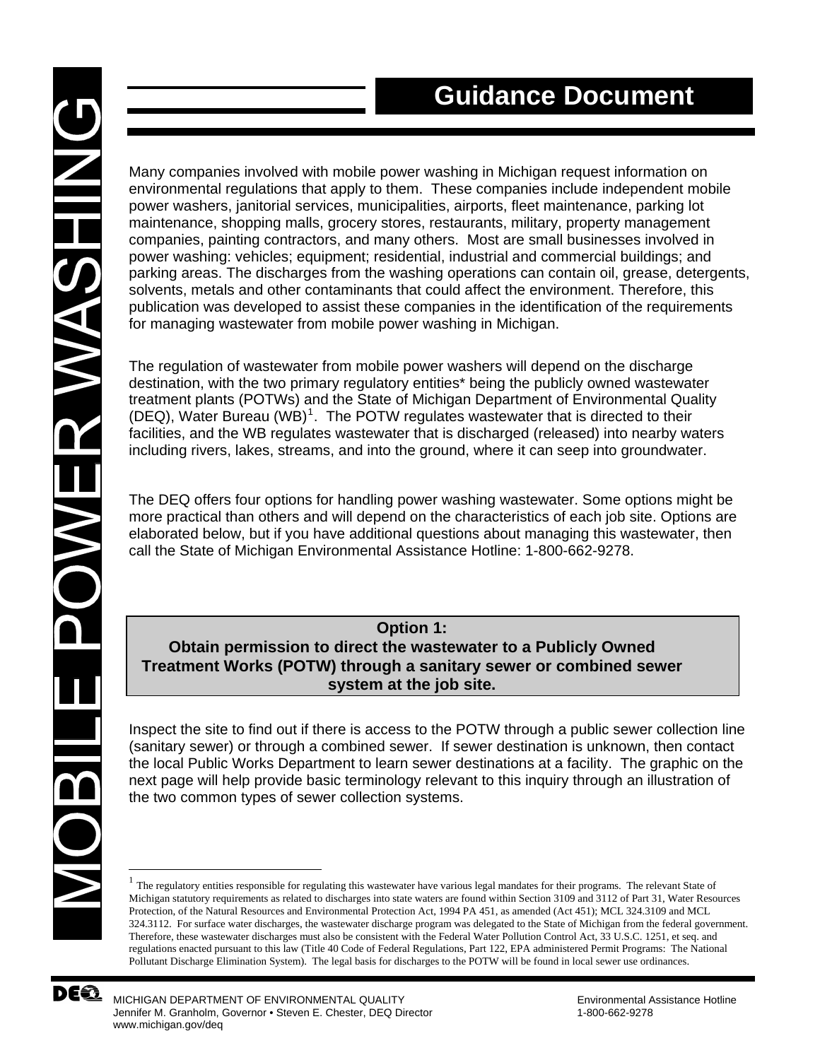# MOBILE POWER WASHING

## Guidance Document

Many companies involved with mobile power washing in Michigan request information on environmental regulations that apply to them. These companies include independent mobile power washers, janitorial services, municipalities, airports, fleet maintenance, parking lot maintenance, shopping malls, grocery stores, restaurants, military, property management companies, painting contractors, and many others. Most are small businesses involved in power washing: vehicles; equipment; residential, industrial and commercial buildings; and parking areas. The discharges from the washing operations can contain oil, grease, detergents, solvents, metals and other contaminants that could affect the environment. Therefore, this publication was developed to assist these companies in the identification of the requirements for managing wastewater from mobile power washing in Michigan.

The regulation of wastewater from mobile power washers will depend on the discharge destination, with the two primary regulatory entities* being the publicly owned wastewater treatment plants (POTWs) and the State of Michigan Department of Environmental Quality (DEQ), Water Bureau (WB)[1]. The POTW regulates wastewater that is directed to their facilities, and the WB regulates wastewater that is discharged (released) into nearby waters including rivers, lakes, streams, and into the ground, where it can seep into groundwater.

The DEQ offers four options for handling power washing wastewater. Some options might be more practical than others and will depend on the characteristics of each job site. Options are elaborated below, but if you have additional questions about managing this wastewater, then call the State of Michigan Environmental Assistance Hotline: 1-800-662-9278.

### Option 1: Obtain permission to direct the wastewater to a Publicly Owned Treatment Works (POTW) through a sanitary sewer or combined sewer system at the job site.

Inspect the site to find out if there is access to the POTW through a public sewer collection line (sanitary sewer) or through a combined sewer. If sewer destination is unknown, then contact the local Public Works Department to learn sewer destinations at a facility. The graphic on the next page will help provide basic terminology relevant to this inquiry through an illustration of the two common types of sewer collection systems.

---

[1] The regulatory entities responsible for regulating this wastewater have various legal mandates for their programs. The relevant State of Michigan statutory requirements as related to discharges into state waters are found within Section 3109 and 3112 of Part 31, Water Resources Protection, of the Natural Resources and Environmental Protection Act, 1994 PA 451, as amended (Act 451); MCL 324.3109 and MCL 324.3112. For surface water discharges, the wastewater discharge program was delegated to the State of Michigan from the federal government. Therefore, these wastewater discharges must also be consistent with the Federal Water Pollution Control Act, 33 U.S.C. 1251, et seq. and regulations enacted pursuant to this law (Title 40 Code of Federal Regulations, Part 122, EPA administered Permit Programs: The National Pollutant Discharge Elimination System). The legal basis for discharges to the POTW will be found in local sewer use ordinances.

MICHIGAN DEPARTMENT OF ENVIRONMENTAL QUALITY
Jennifer M. Granholm, Governor • Steven E. Chester, DEQ Director
www.michigan.gov/deq

Environmental Assistance Hotline
1-800-662-9278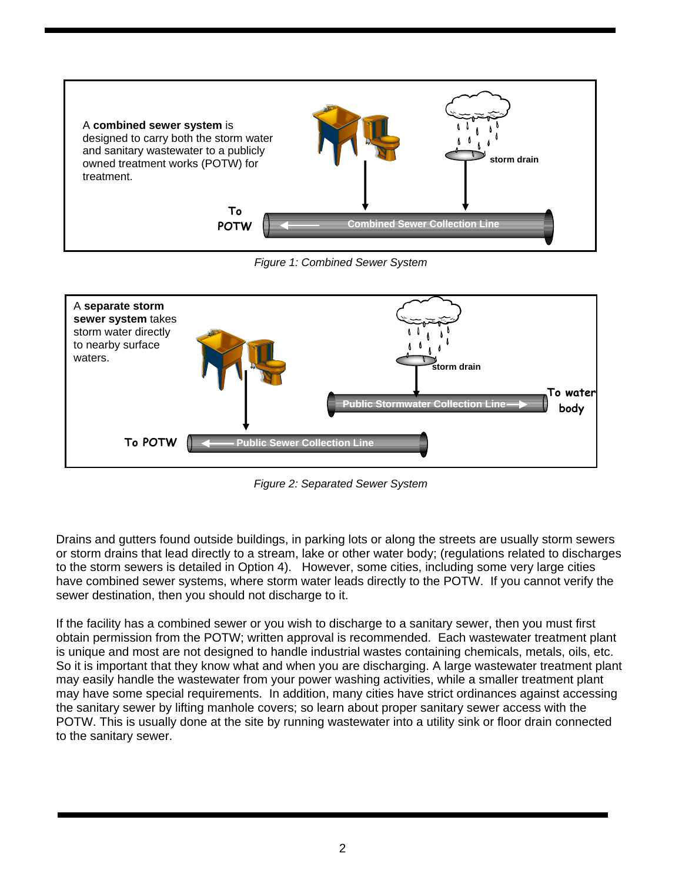A **combined sewer system** is designed to carry both the storm water and sanitary wastewater to a publicly owned treatment works (POTW) for treatment.

storm drain

To POTW

Combined Sewer Collection Line

*Figure 1: Combined Sewer System*

A **separate storm sewer system** takes storm water directly to nearby surface waters.

storm drain

Public Stormwater Collection Line

To water body

To POTW

Public Sewer Collection Line

*Figure 2: Separated Sewer System*

Drains and gutters found outside buildings, in parking lots or along the streets are usually storm sewers or storm drains that lead directly to a stream, lake or other water body; (regulations related to discharges to the storm sewers is detailed in Option 4). However, some cities, including some very large cities have combined sewer systems, where storm water leads directly to the POTW. If you cannot verify the sewer destination, then you should not discharge to it.

If the facility has a combined sewer or you wish to discharge to a sanitary sewer, then you must first obtain permission from the POTW; written approval is recommended. Each wastewater treatment plant is unique and most are not designed to handle industrial wastes containing chemicals, metals, oils, etc. So it is important that they know what and when you are discharging. A large wastewater treatment plant may easily handle the wastewater from your power washing activities, while a smaller treatment plant may have some special requirements. In addition, many cities have strict ordinances against accessing the sanitary sewer by lifting manhole covers; so learn about proper sanitary sewer access with the POTW. This is usually done at the site by running wastewater into a utility sink or floor drain connected to the sanitary sewer.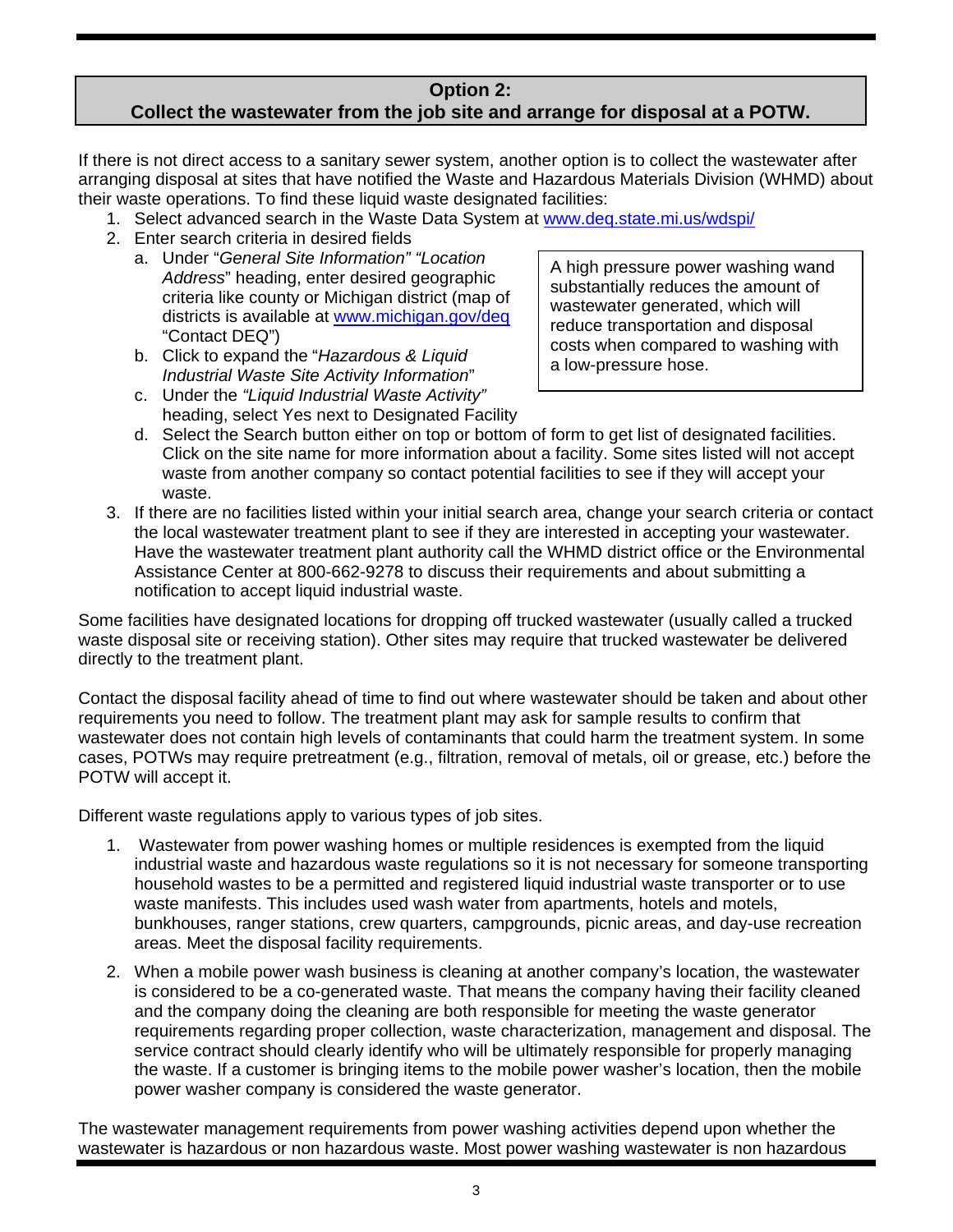## Option 2:
## Collect the wastewater from the job site and arrange for disposal at a POTW.

If there is not direct access to a sanitary sewer system, another option is to collect the wastewater after arranging disposal at sites that have notified the Waste and Hazardous Materials Division (WHMD) about their waste operations. To find these liquid waste designated facilities:

1. Select advanced search in the Waste Data System at www.deq.state.mi.us/wdspi/
2. Enter search criteria in desired fields
   a. Under "*General Site Information*" "*Location Address*" heading, enter desired geographic criteria like county or Michigan district (map of districts is available at www.michigan.gov/deq "Contact DEQ")
   b. Click to expand the "*Hazardous & Liquid Industrial Waste Site Activity Information*"
   c. Under the *"Liquid Industrial Waste Activity"* heading, select Yes next to Designated Facility
   d. Select the Search button either on top or bottom of form to get list of designated facilities. Click on the site name for more information about a facility. Some sites listed will not accept waste from another company so contact potential facilities to see if they will accept your waste.
3. If there are no facilities listed within your initial search area, change your search criteria or contact the local wastewater treatment plant to see if they are interested in accepting your wastewater. Have the wastewater treatment plant authority call the WHMD district office or the Environmental Assistance Center at 800-662-9278 to discuss their requirements and about submitting a notification to accept liquid industrial waste.

> A high pressure power washing wand substantially reduces the amount of wastewater generated, which will reduce transportation and disposal costs when compared to washing with a low-pressure hose.

Some facilities have designated locations for dropping off trucked wastewater (usually called a trucked waste disposal site or receiving station). Other sites may require that trucked wastewater be delivered directly to the treatment plant.

Contact the disposal facility ahead of time to find out where wastewater should be taken and about other requirements you need to follow. The treatment plant may ask for sample results to confirm that wastewater does not contain high levels of contaminants that could harm the treatment system. In some cases, POTWs may require pretreatment (e.g., filtration, removal of metals, oil or grease, etc.) before the POTW will accept it.

Different waste regulations apply to various types of job sites.

1. Wastewater from power washing homes or multiple residences is exempted from the liquid industrial waste and hazardous waste regulations so it is not necessary for someone transporting household wastes to be a permitted and registered liquid industrial waste transporter or to use waste manifests. This includes used wash water from apartments, hotels and motels, bunkhouses, ranger stations, crew quarters, campgrounds, picnic areas, and day-use recreation areas. Meet the disposal facility requirements.
2. When a mobile power wash business is cleaning at another company's location, the wastewater is considered to be a co-generated waste. That means the company having their facility cleaned and the company doing the cleaning are both responsible for meeting the waste generator requirements regarding proper collection, waste characterization, management and disposal. The service contract should clearly identify who will be ultimately responsible for properly managing the waste. If a customer is bringing items to the mobile power washer's location, then the mobile power washer company is considered the waste generator.

The wastewater management requirements from power washing activities depend upon whether the wastewater is hazardous or non hazardous waste. Most power washing wastewater is non hazardous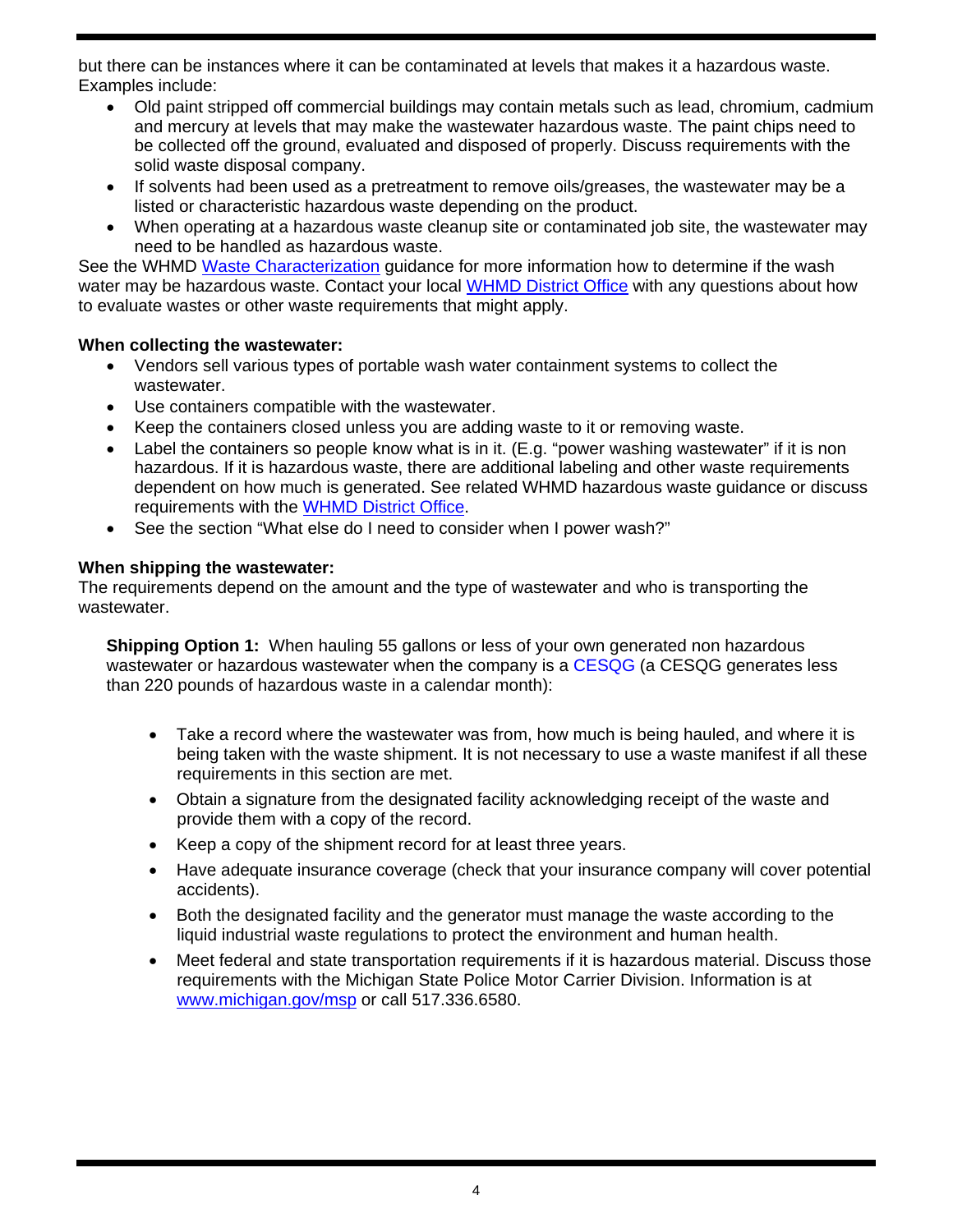but there can be instances where it can be contaminated at levels that makes it a hazardous waste. Examples include:

- Old paint stripped off commercial buildings may contain metals such as lead, chromium, cadmium and mercury at levels that may make the wastewater hazardous waste. The paint chips need to be collected off the ground, evaluated and disposed of properly. Discuss requirements with the solid waste disposal company.
- If solvents had been used as a pretreatment to remove oils/greases, the wastewater may be a listed or characteristic hazardous waste depending on the product.
- When operating at a hazardous waste cleanup site or contaminated job site, the wastewater may need to be handled as hazardous waste.

See the WHMD [Waste Characterization]() guidance for more information how to determine if the wash water may be hazardous waste. Contact your local [WHMD District Office]() with any questions about how to evaluate wastes or other waste requirements that might apply.

**When collecting the wastewater:**

- Vendors sell various types of portable wash water containment systems to collect the wastewater.
- Use containers compatible with the wastewater.
- Keep the containers closed unless you are adding waste to it or removing waste.
- Label the containers so people know what is in it. (E.g. "power washing wastewater" if it is non hazardous. If it is hazardous waste, there are additional labeling and other waste requirements dependent on how much is generated. See related WHMD hazardous waste guidance or discuss requirements with the [WHMD District Office]().
- See the section "What else do I need to consider when I power wash?"

**When shipping the wastewater:**

The requirements depend on the amount and the type of wastewater and who is transporting the wastewater.

**Shipping Option 1:** When hauling 55 gallons or less of your own generated non hazardous wastewater or hazardous wastewater when the company is a CESQG (a CESQG generates less than 220 pounds of hazardous waste in a calendar month):

- Take a record where the wastewater was from, how much is being hauled, and where it is being taken with the waste shipment. It is not necessary to use a waste manifest if all these requirements in this section are met.
- Obtain a signature from the designated facility acknowledging receipt of the waste and provide them with a copy of the record.
- Keep a copy of the shipment record for at least three years.
- Have adequate insurance coverage (check that your insurance company will cover potential accidents).
- Both the designated facility and the generator must manage the waste according to the liquid industrial waste regulations to protect the environment and human health.
- Meet federal and state transportation requirements if it is hazardous material. Discuss those requirements with the Michigan State Police Motor Carrier Division. Information is at [www.michigan.gov/msp](www.michigan.gov/msp) or call 517.336.6580.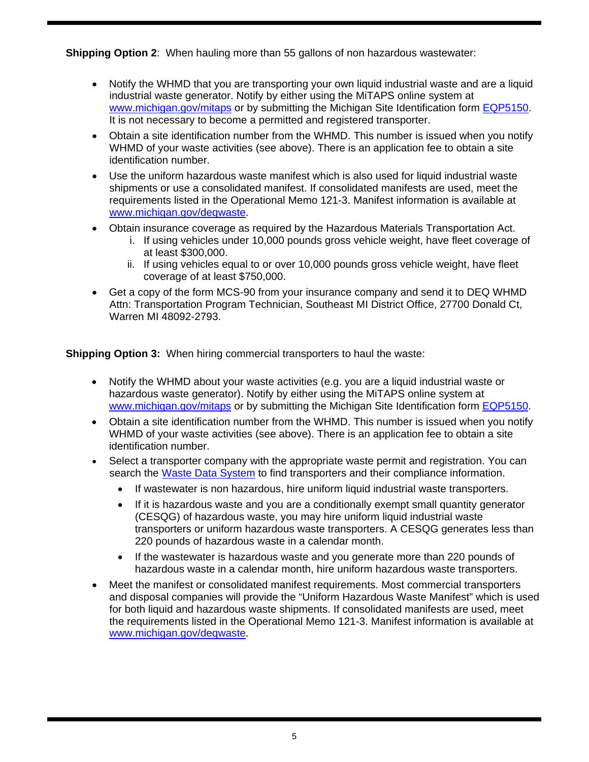**Shipping Option 2**: When hauling more than 55 gallons of non hazardous wastewater:

- Notify the WHMD that you are transporting your own liquid industrial waste and are a liquid industrial waste generator. Notify by either using the MiTAPS online system at [www.michigan.gov/mitaps](www.michigan.gov/mitaps) or by submitting the Michigan Site Identification form [EQP5150](EQP5150). It is not necessary to become a permitted and registered transporter.
- Obtain a site identification number from the WHMD. This number is issued when you notify WHMD of your waste activities (see above). There is an application fee to obtain a site identification number.
- Use the uniform hazardous waste manifest which is also used for liquid industrial waste shipments or use a consolidated manifest. If consolidated manifests are used, meet the requirements listed in the Operational Memo 121-3. Manifest information is available at [www.michigan.gov/deqwaste](www.michigan.gov/deqwaste).
- Obtain insurance coverage as required by the Hazardous Materials Transportation Act.
  i. If using vehicles under 10,000 pounds gross vehicle weight, have fleet coverage of at least $300,000.
  ii. If using vehicles equal to or over 10,000 pounds gross vehicle weight, have fleet coverage of at least $750,000.
- Get a copy of the form MCS-90 from your insurance company and send it to DEQ WHMD Attn: Transportation Program Technician, Southeast MI District Office, 27700 Donald Ct, Warren MI 48092-2793.

**Shipping Option 3:** When hiring commercial transporters to haul the waste:

- Notify the WHMD about your waste activities (e.g. you are a liquid industrial waste or hazardous waste generator). Notify by either using the MiTAPS online system at [www.michigan.gov/mitaps](www.michigan.gov/mitaps) or by submitting the Michigan Site Identification form [EQP5150](EQP5150).
- Obtain a site identification number from the WHMD. This number is issued when you notify WHMD of your waste activities (see above). There is an application fee to obtain a site identification number.
- Select a transporter company with the appropriate waste permit and registration. You can search the [Waste Data System](Waste Data System) to find transporters and their compliance information.
  - If wastewater is non hazardous, hire uniform liquid industrial waste transporters.
  - If it is hazardous waste and you are a conditionally exempt small quantity generator (CESQG) of hazardous waste, you may hire uniform liquid industrial waste transporters or uniform hazardous waste transporters. A CESQG generates less than 220 pounds of hazardous waste in a calendar month.
  - If the wastewater is hazardous waste and you generate more than 220 pounds of hazardous waste in a calendar month, hire uniform hazardous waste transporters.
- Meet the manifest or consolidated manifest requirements. Most commercial transporters and disposal companies will provide the "Uniform Hazardous Waste Manifest" which is used for both liquid and hazardous waste shipments. If consolidated manifests are used, meet the requirements listed in the Operational Memo 121-3. Manifest information is available at [www.michigan.gov/deqwaste](www.michigan.gov/deqwaste).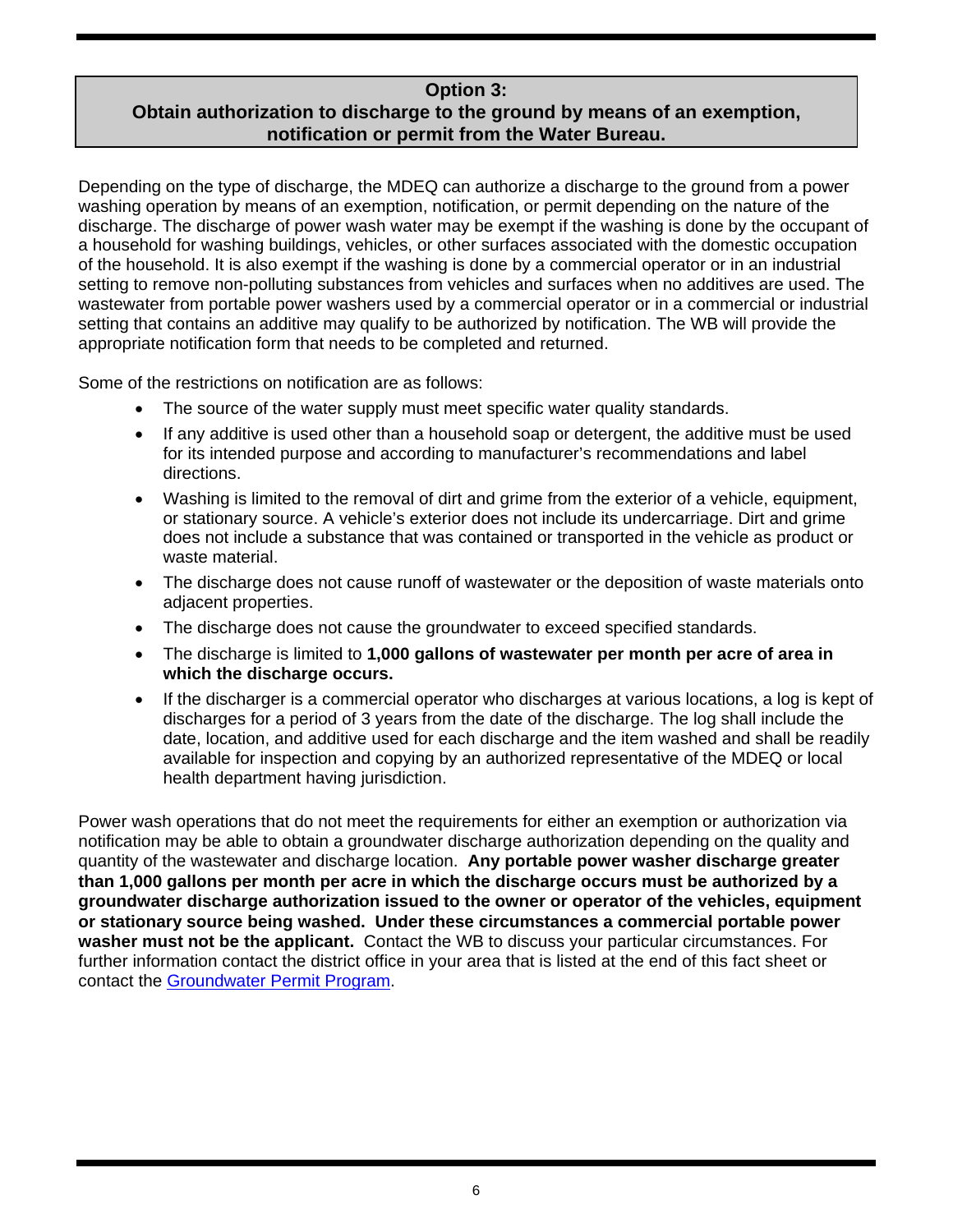## Option 3:
## Obtain authorization to discharge to the ground by means of an exemption, notification or permit from the Water Bureau.

Depending on the type of discharge, the MDEQ can authorize a discharge to the ground from a power washing operation by means of an exemption, notification, or permit depending on the nature of the discharge. The discharge of power wash water may be exempt if the washing is done by the occupant of a household for washing buildings, vehicles, or other surfaces associated with the domestic occupation of the household. It is also exempt if the washing is done by a commercial operator or in an industrial setting to remove non-polluting substances from vehicles and surfaces when no additives are used. The wastewater from portable power washers used by a commercial operator or in a commercial or industrial setting that contains an additive may qualify to be authorized by notification. The WB will provide the appropriate notification form that needs to be completed and returned.

Some of the restrictions on notification are as follows:

- The source of the water supply must meet specific water quality standards.
- If any additive is used other than a household soap or detergent, the additive must be used for its intended purpose and according to manufacturer's recommendations and label directions.
- Washing is limited to the removal of dirt and grime from the exterior of a vehicle, equipment, or stationary source. A vehicle's exterior does not include its undercarriage. Dirt and grime does not include a substance that was contained or transported in the vehicle as product or waste material.
- The discharge does not cause runoff of wastewater or the deposition of waste materials onto adjacent properties.
- The discharge does not cause the groundwater to exceed specified standards.
- The discharge is limited to **1,000 gallons of wastewater per month per acre of area in which the discharge occurs.**
- If the discharger is a commercial operator who discharges at various locations, a log is kept of discharges for a period of 3 years from the date of the discharge. The log shall include the date, location, and additive used for each discharge and the item washed and shall be readily available for inspection and copying by an authorized representative of the MDEQ or local health department having jurisdiction.

Power wash operations that do not meet the requirements for either an exemption or authorization via notification may be able to obtain a groundwater discharge authorization depending on the quality and quantity of the wastewater and discharge location. **Any portable power washer discharge greater than 1,000 gallons per month per acre in which the discharge occurs must be authorized by a groundwater discharge authorization issued to the owner or operator of the vehicles, equipment or stationary source being washed. Under these circumstances a commercial portable power washer must not be the applicant.** Contact the WB to discuss your particular circumstances. For further information contact the district office in your area that is listed at the end of this fact sheet or contact the [Groundwater Permit Program](#).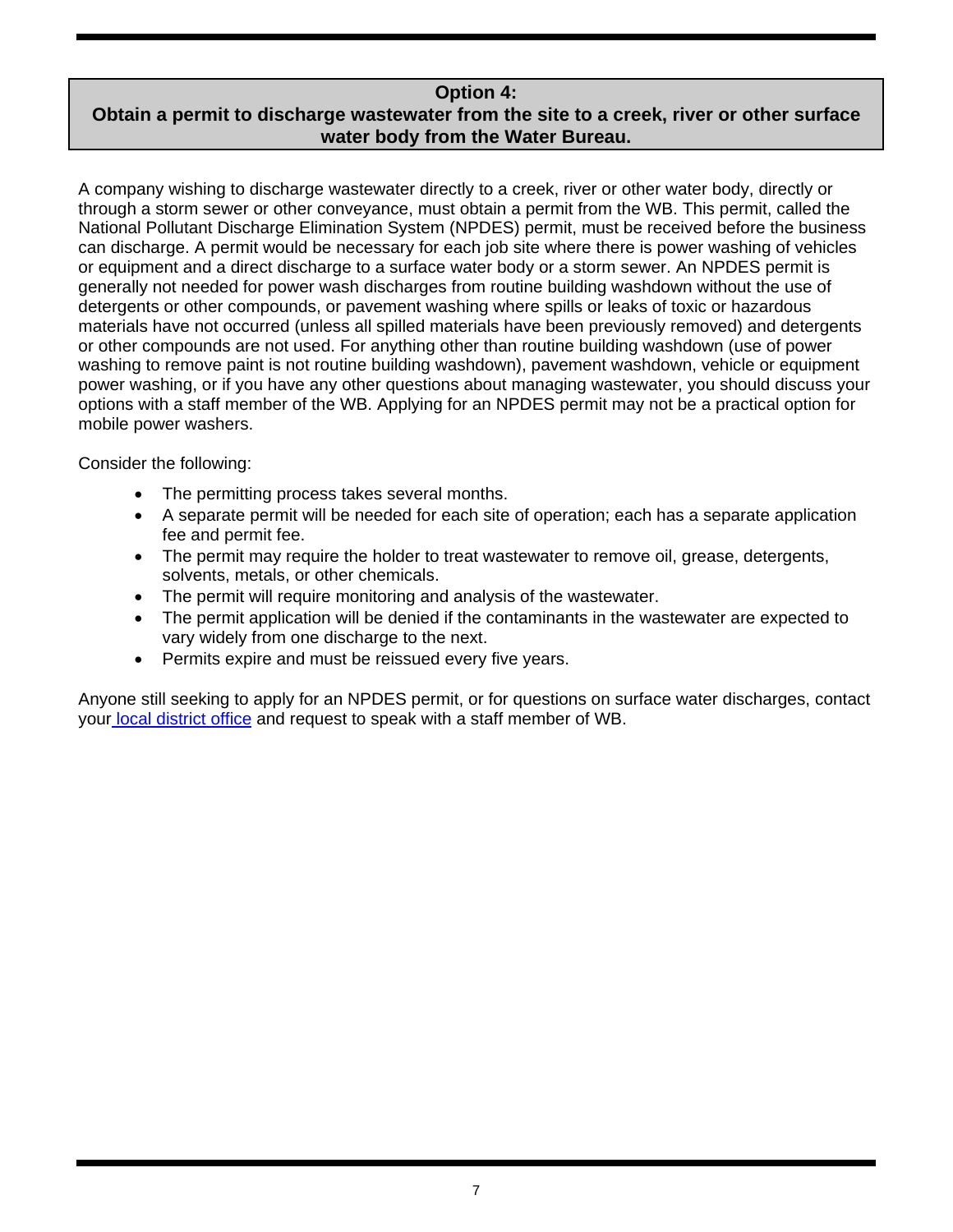## Option 4:
## Obtain a permit to discharge wastewater from the site to a creek, river or other surface water body from the Water Bureau.

A company wishing to discharge wastewater directly to a creek, river or other water body, directly or through a storm sewer or other conveyance, must obtain a permit from the WB. This permit, called the National Pollutant Discharge Elimination System (NPDES) permit, must be received before the business can discharge. A permit would be necessary for each job site where there is power washing of vehicles or equipment and a direct discharge to a surface water body or a storm sewer. An NPDES permit is generally not needed for power wash discharges from routine building washdown without the use of detergents or other compounds, or pavement washing where spills or leaks of toxic or hazardous materials have not occurred (unless all spilled materials have been previously removed) and detergents or other compounds are not used. For anything other than routine building washdown (use of power washing to remove paint is not routine building washdown), pavement washdown, vehicle or equipment power washing, or if you have any other questions about managing wastewater, you should discuss your options with a staff member of the WB. Applying for an NPDES permit may not be a practical option for mobile power washers.

Consider the following:

- The permitting process takes several months.
- A separate permit will be needed for each site of operation; each has a separate application fee and permit fee.
- The permit may require the holder to treat wastewater to remove oil, grease, detergents, solvents, metals, or other chemicals.
- The permit will require monitoring and analysis of the wastewater.
- The permit application will be denied if the contaminants in the wastewater are expected to vary widely from one discharge to the next.
- Permits expire and must be reissued every five years.

Anyone still seeking to apply for an NPDES permit, or for questions on surface water discharges, contact your local district office and request to speak with a staff member of WB.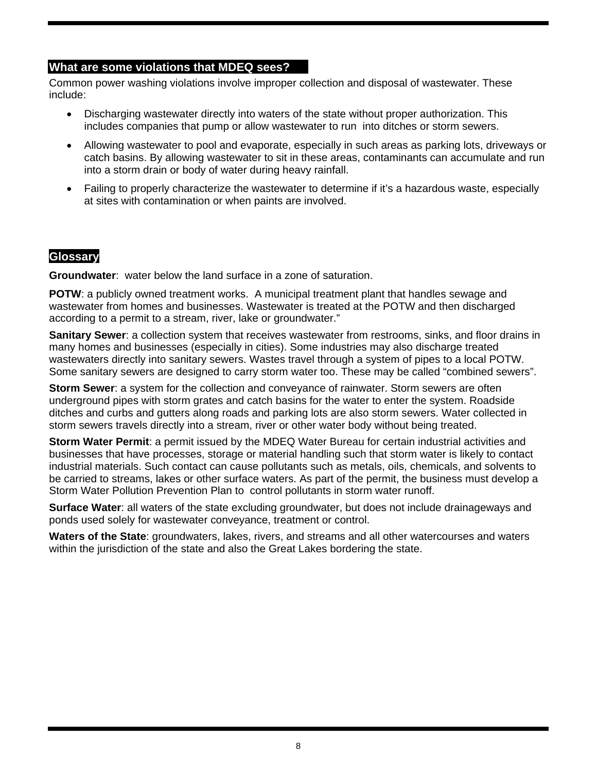## What are some violations that MDEQ sees?

Common power washing violations involve improper collection and disposal of wastewater. These include:

- Discharging wastewater directly into waters of the state without proper authorization. This includes companies that pump or allow wastewater to run into ditches or storm sewers.
- Allowing wastewater to pool and evaporate, especially in such areas as parking lots, driveways or catch basins. By allowing wastewater to sit in these areas, contaminants can accumulate and run into a storm drain or body of water during heavy rainfall.
- Failing to properly characterize the wastewater to determine if it's a hazardous waste, especially at sites with contamination or when paints are involved.

## Glossary

**Groundwater**: water below the land surface in a zone of saturation.

**POTW**: a publicly owned treatment works. A municipal treatment plant that handles sewage and wastewater from homes and businesses. Wastewater is treated at the POTW and then discharged according to a permit to a stream, river, lake or groundwater."

**Sanitary Sewer**: a collection system that receives wastewater from restrooms, sinks, and floor drains in many homes and businesses (especially in cities). Some industries may also discharge treated wastewaters directly into sanitary sewers. Wastes travel through a system of pipes to a local POTW. Some sanitary sewers are designed to carry storm water too. These may be called "combined sewers".

**Storm Sewer**: a system for the collection and conveyance of rainwater. Storm sewers are often underground pipes with storm grates and catch basins for the water to enter the system. Roadside ditches and curbs and gutters along roads and parking lots are also storm sewers. Water collected in storm sewers travels directly into a stream, river or other water body without being treated.

**Storm Water Permit**: a permit issued by the MDEQ Water Bureau for certain industrial activities and businesses that have processes, storage or material handling such that storm water is likely to contact industrial materials. Such contact can cause pollutants such as metals, oils, chemicals, and solvents to be carried to streams, lakes or other surface waters. As part of the permit, the business must develop a Storm Water Pollution Prevention Plan to control pollutants in storm water runoff.

**Surface Water**: all waters of the state excluding groundwater, but does not include drainageways and ponds used solely for wastewater conveyance, treatment or control.

**Waters of the State**: groundwaters, lakes, rivers, and streams and all other watercourses and waters within the jurisdiction of the state and also the Great Lakes bordering the state.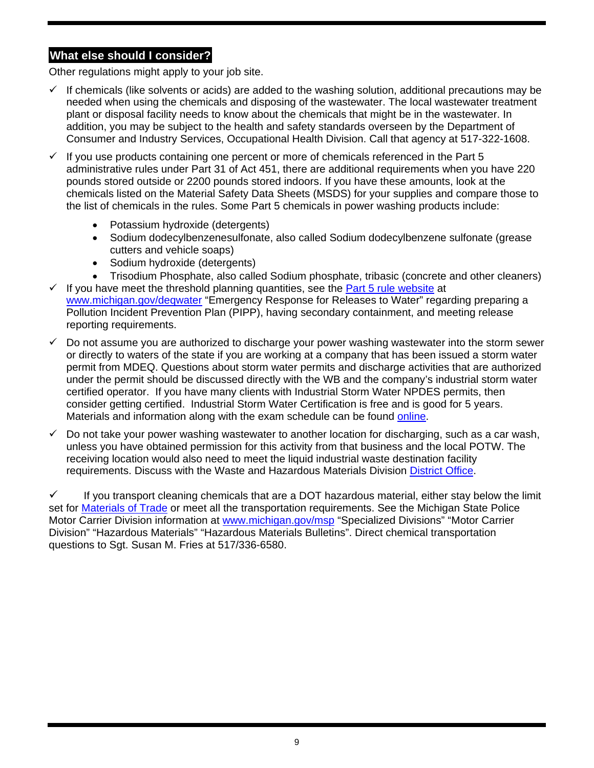## What else should I consider?

Other regulations might apply to your job site.

- ✓ If chemicals (like solvents or acids) are added to the washing solution, additional precautions may be needed when using the chemicals and disposing of the wastewater. The local wastewater treatment plant or disposal facility needs to know about the chemicals that might be in the wastewater. In addition, you may be subject to the health and safety standards overseen by the Department of Consumer and Industry Services, Occupational Health Division. Call that agency at 517-322-1608.
- ✓ If you use products containing one percent or more of chemicals referenced in the Part 5 administrative rules under Part 31 of Act 451, there are additional requirements when you have 220 pounds stored outside or 2200 pounds stored indoors. If you have these amounts, look at the chemicals listed on the Material Safety Data Sheets (MSDS) for your supplies and compare those to the list of chemicals in the rules. Some Part 5 chemicals in power washing products include:
  - Potassium hydroxide (detergents)
  - Sodium dodecylbenzenesulfonate, also called Sodium dodecylbenzene sulfonate (grease cutters and vehicle soaps)
  - Sodium hydroxide (detergents)
  - Trisodium Phosphate, also called Sodium phosphate, tribasic (concrete and other cleaners)
- ✓ If you have meet the threshold planning quantities, see the Part 5 rule website at www.michigan.gov/deqwater "Emergency Response for Releases to Water" regarding preparing a Pollution Incident Prevention Plan (PIPP), having secondary containment, and meeting release reporting requirements.
- ✓ Do not assume you are authorized to discharge your power washing wastewater into the storm sewer or directly to waters of the state if you are working at a company that has been issued a storm water permit from MDEQ. Questions about storm water permits and discharge activities that are authorized under the permit should be discussed directly with the WB and the company's industrial storm water certified operator. If you have many clients with Industrial Storm Water NPDES permits, then consider getting certified. Industrial Storm Water Certification is free and is good for 5 years. Materials and information along with the exam schedule can be found online.
- ✓ Do not take your power washing wastewater to another location for discharging, such as a car wash, unless you have obtained permission for this activity from that business and the local POTW. The receiving location would also need to meet the liquid industrial waste destination facility requirements. Discuss with the Waste and Hazardous Materials Division District Office.

✓ If you transport cleaning chemicals that are a DOT hazardous material, either stay below the limit set for Materials of Trade or meet all the transportation requirements. See the Michigan State Police Motor Carrier Division information at www.michigan.gov/msp "Specialized Divisions" "Motor Carrier Division" "Hazardous Materials" "Hazardous Materials Bulletins". Direct chemical transportation questions to Sgt. Susan M. Fries at 517/336-6580.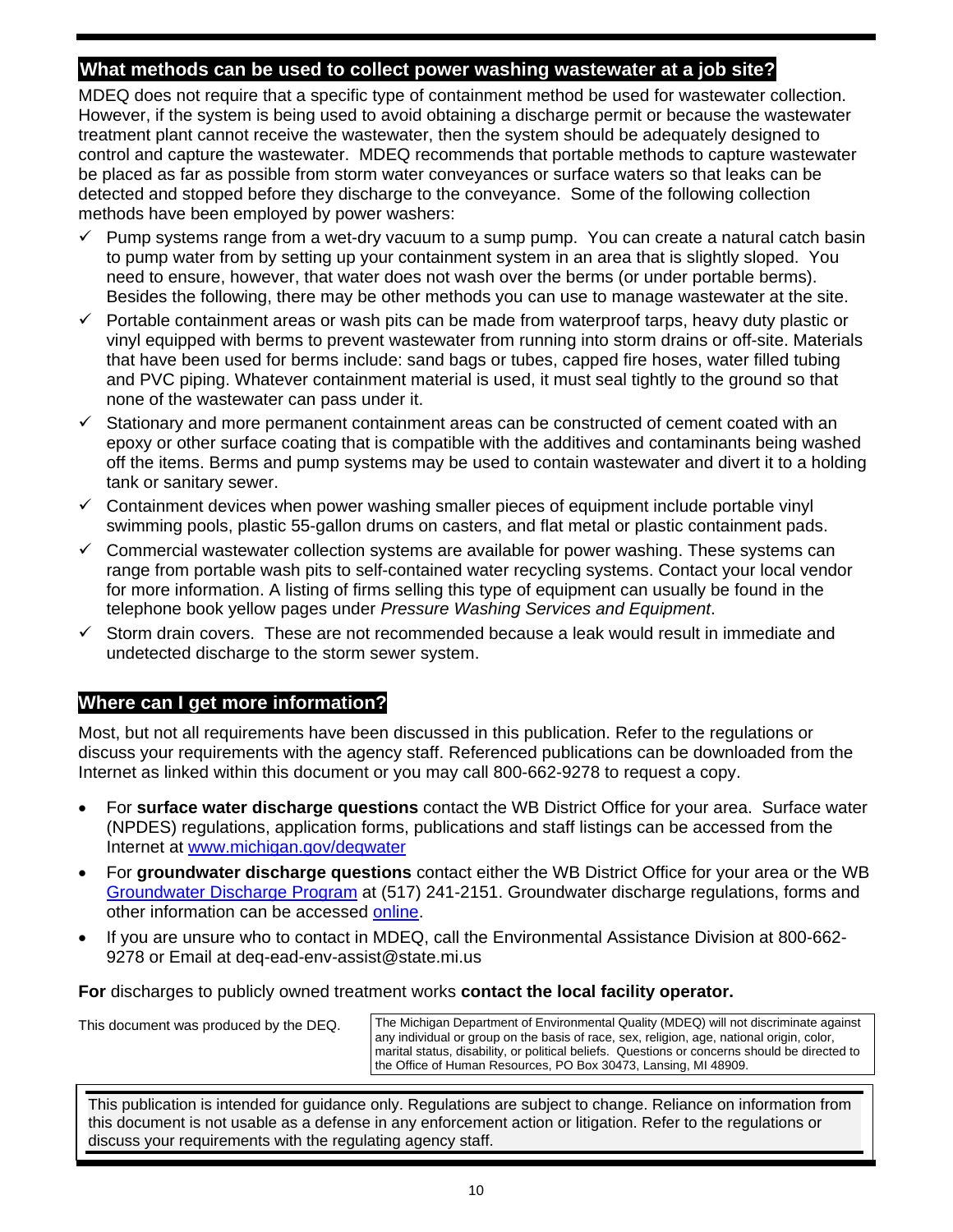## What methods can be used to collect power washing wastewater at a job site?

MDEQ does not require that a specific type of containment method be used for wastewater collection. However, if the system is being used to avoid obtaining a discharge permit or because the wastewater treatment plant cannot receive the wastewater, then the system should be adequately designed to control and capture the wastewater. MDEQ recommends that portable methods to capture wastewater be placed as far as possible from storm water conveyances or surface waters so that leaks can be detected and stopped before they discharge to the conveyance. Some of the following collection methods have been employed by power washers:

- ✓ Pump systems range from a wet-dry vacuum to a sump pump. You can create a natural catch basin to pump water from by setting up your containment system in an area that is slightly sloped. You need to ensure, however, that water does not wash over the berms (or under portable berms). Besides the following, there may be other methods you can use to manage wastewater at the site.
- ✓ Portable containment areas or wash pits can be made from waterproof tarps, heavy duty plastic or vinyl equipped with berms to prevent wastewater from running into storm drains or off-site. Materials that have been used for berms include: sand bags or tubes, capped fire hoses, water filled tubing and PVC piping. Whatever containment material is used, it must seal tightly to the ground so that none of the wastewater can pass under it.
- ✓ Stationary and more permanent containment areas can be constructed of cement coated with an epoxy or other surface coating that is compatible with the additives and contaminants being washed off the items. Berms and pump systems may be used to contain wastewater and divert it to a holding tank or sanitary sewer.
- ✓ Containment devices when power washing smaller pieces of equipment include portable vinyl swimming pools, plastic 55-gallon drums on casters, and flat metal or plastic containment pads.
- ✓ Commercial wastewater collection systems are available for power washing. These systems can range from portable wash pits to self-contained water recycling systems. Contact your local vendor for more information. A listing of firms selling this type of equipment can usually be found in the telephone book yellow pages under *Pressure Washing Services and Equipment*.
- ✓ Storm drain covers. These are not recommended because a leak would result in immediate and undetected discharge to the storm sewer system.

## Where can I get more information?

Most, but not all requirements have been discussed in this publication. Refer to the regulations or discuss your requirements with the agency staff. Referenced publications can be downloaded from the Internet as linked within this document or you may call 800-662-9278 to request a copy.

- For **surface water discharge questions** contact the WB District Office for your area. Surface water (NPDES) regulations, application forms, publications and staff listings can be accessed from the Internet at www.michigan.gov/deqwater
- For **groundwater discharge questions** contact either the WB District Office for your area or the WB Groundwater Discharge Program at (517) 241-2151. Groundwater discharge regulations, forms and other information can be accessed online.
- If you are unsure who to contact in MDEQ, call the Environmental Assistance Division at 800-662-9278 or Email at deq-ead-env-assist@state.mi.us

**For** discharges to publicly owned treatment works **contact the local facility operator.**

This document was produced by the DEQ.

The Michigan Department of Environmental Quality (MDEQ) will not discriminate against any individual or group on the basis of race, sex, religion, age, national origin, color, marital status, disability, or political beliefs. Questions or concerns should be directed to the Office of Human Resources, PO Box 30473, Lansing, MI 48909.

This publication is intended for guidance only. Regulations are subject to change. Reliance on information from this document is not usable as a defense in any enforcement action or litigation. Refer to the regulations or discuss your requirements with the regulating agency staff.